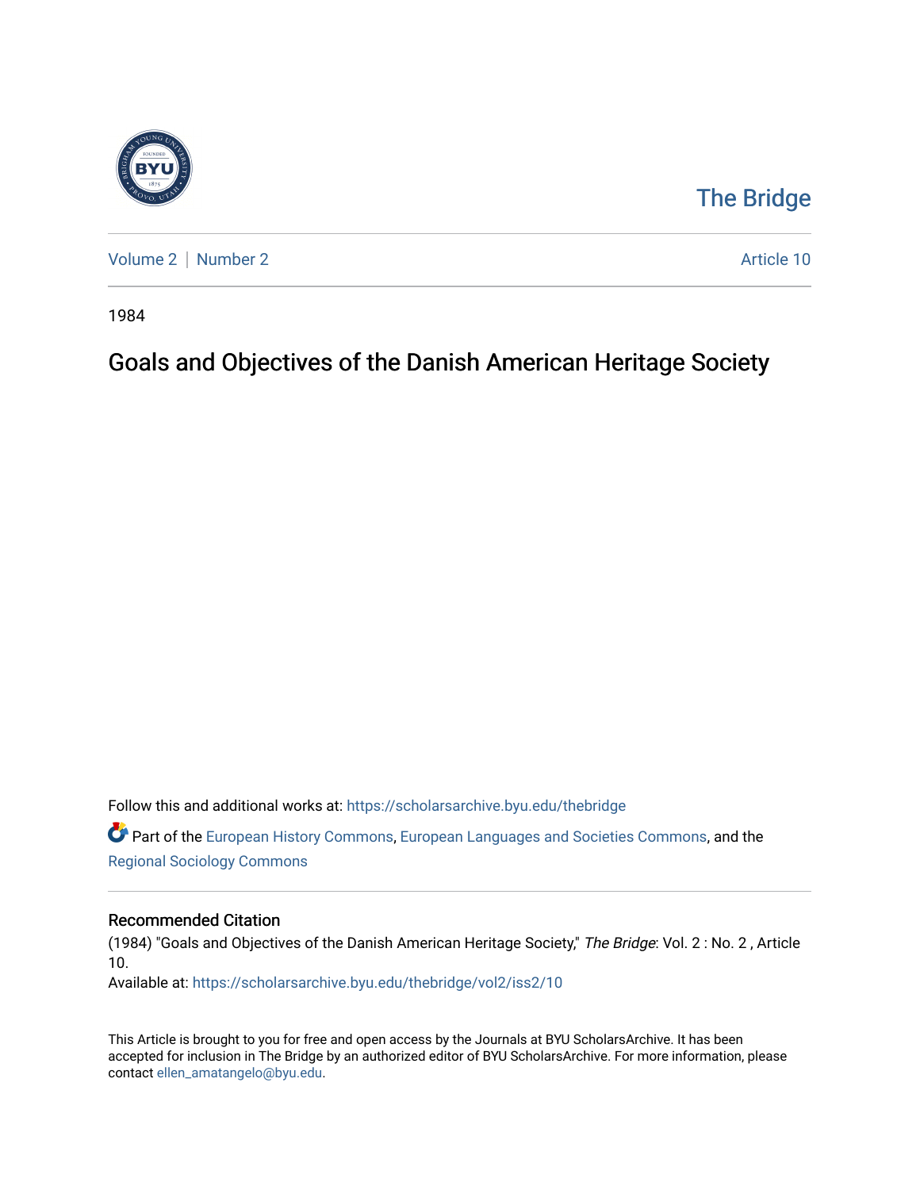The Bridge

Volume 2 | Number 2 | Article 10

1984

# Goals and Objectives of the Danish American Heritage Society

Follow this and additional works at: https://scholarsarchive.byu.edu/thebridge

Part of the European History Commons, European Languages and Societies Commons, and the Regional Sociology Commons

## Recommended Citation

(1984) "Goals and Objectives of the Danish American Heritage Society," *The Bridge*: Vol. 2 : No. 2 , Article 10.
Available at: https://scholarsarchive.byu.edu/thebridge/vol2/iss2/10

This Article is brought to you for free and open access by the Journals at BYU ScholarsArchive. It has been accepted for inclusion in The Bridge by an authorized editor of BYU ScholarsArchive. For more information, please contact ellen_amatangelo@byu.edu.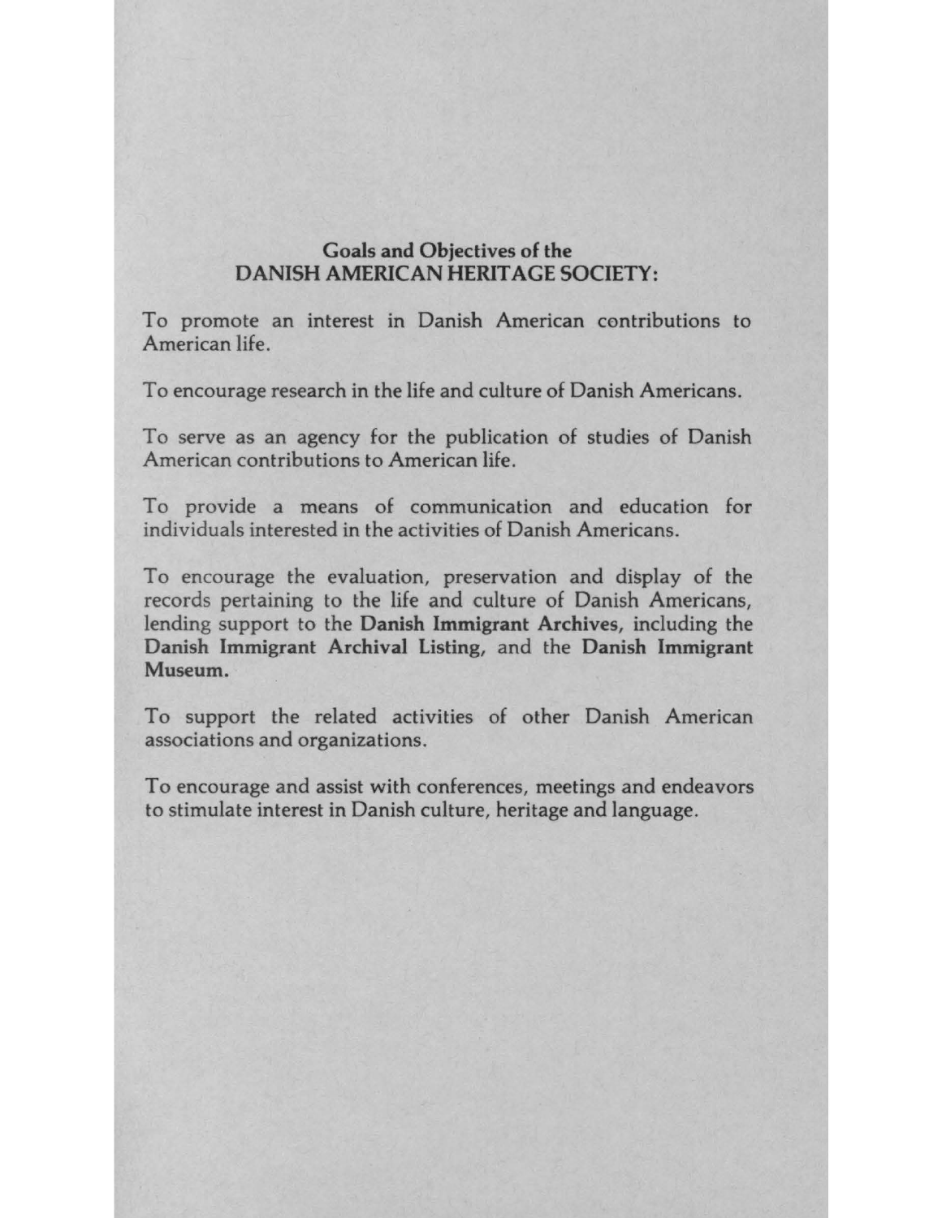## Goals and Objectives of the DANISH AMERICAN HERITAGE SOCIETY:

To promote an interest in Danish American contributions to American life.

To encourage research in the life and culture of Danish Americans.

To serve as an agency for the publication of studies of Danish American contributions to American life.

To provide a means of communication and education for individuals interested in the activities of Danish Americans.

To encourage the evaluation, preservation and display of the records pertaining to the life and culture of Danish Americans, lending support to the **Danish Immigrant Archives**, including the **Danish Immigrant Archival Listing**, and the **Danish Immigrant Museum.**

To support the related activities of other Danish American associations and organizations.

To encourage and assist with conferences, meetings and endeavors to stimulate interest in Danish culture, heritage and language.